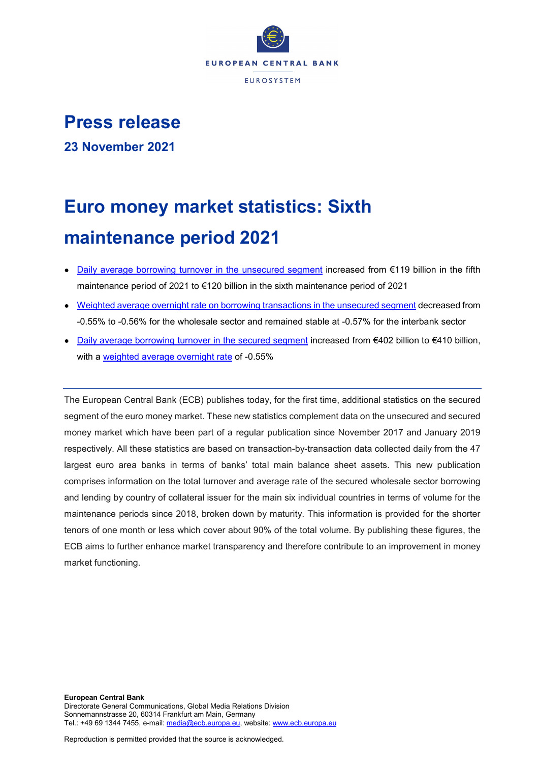# Press release

**23 November 2021**

# Euro money market statistics: Sixth maintenance period 2021

- Daily average borrowing turnover in the unsecured segment increased from €119 billion in the fifth maintenance period of 2021 to €120 billion in the sixth maintenance period of 2021
- Weighted average overnight rate on borrowing transactions in the unsecured segment decreased from -0.55% to -0.56% for the wholesale sector and remained stable at -0.57% for the interbank sector
- Daily average borrowing turnover in the secured segment increased from €402 billion to €410 billion, with a weighted average overnight rate of -0.55%

---

The European Central Bank (ECB) publishes today, for the first time, additional statistics on the secured segment of the euro money market. These new statistics complement data on the unsecured and secured money market which have been part of a regular publication since November 2017 and January 2019 respectively. All these statistics are based on transaction-by-transaction data collected daily from the 47 largest euro area banks in terms of banks' total main balance sheet assets. This new publication comprises information on the total turnover and average rate of the secured wholesale sector borrowing and lending by country of collateral issuer for the main six individual countries in terms of volume for the maintenance periods since 2018, broken down by maturity. This information is provided for the shorter tenors of one month or less which cover about 90% of the total volume. By publishing these figures, the ECB aims to further enhance market transparency and therefore contribute to an improvement in money market functioning.

**European Central Bank**
Directorate General Communications, Global Media Relations Division
Sonnemannstrasse 20, 60314 Frankfurt am Main, Germany
Tel.: +49 69 1344 7455, e-mail: media@ecb.europa.eu, website: www.ecb.europa.eu

Reproduction is permitted provided that the source is acknowledged.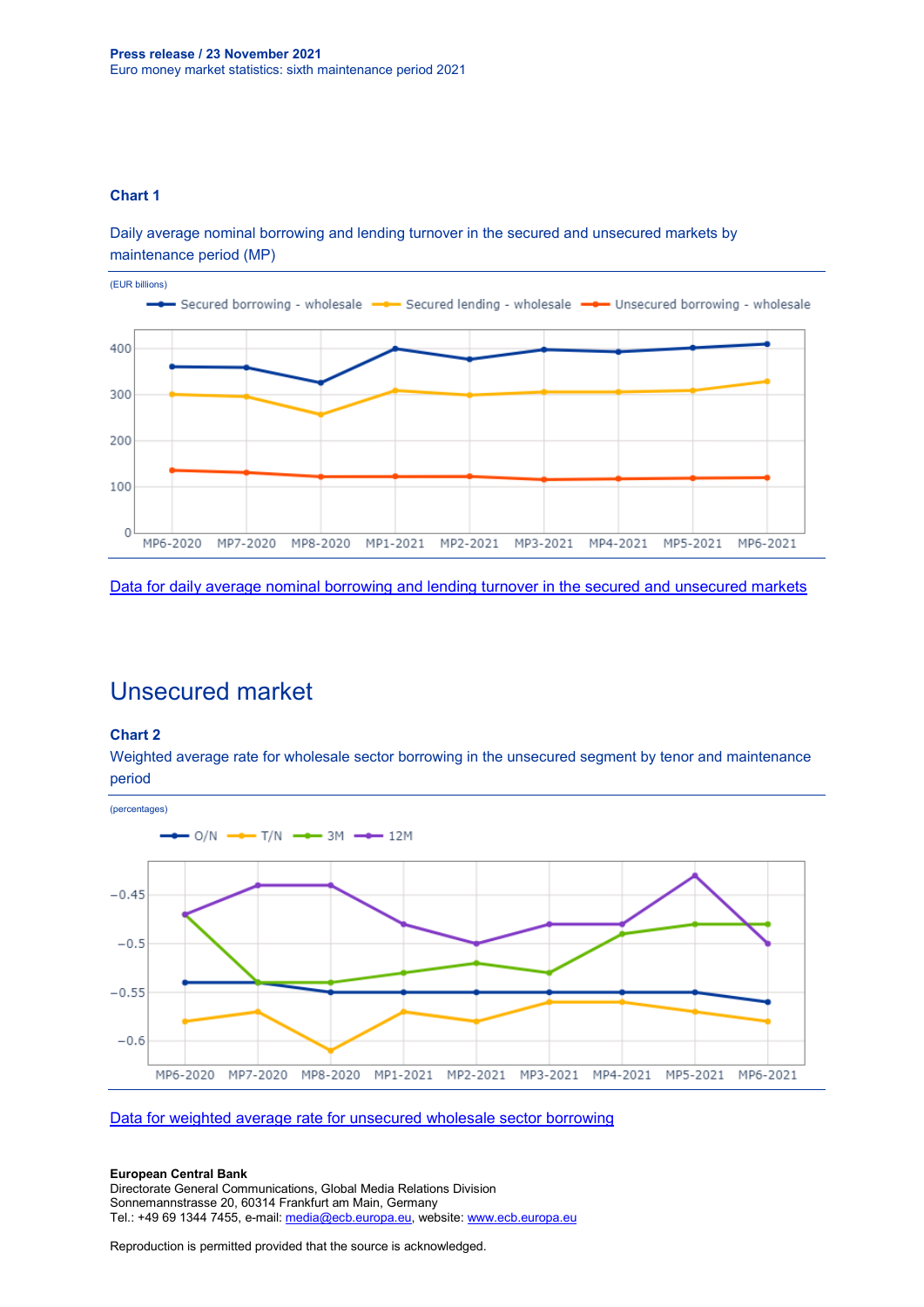### Chart 1

Daily average nominal borrowing and lending turnover in the secured and unsecured markets by maintenance period (MP)

(EUR billions)

[Data for daily average nominal borrowing and lending turnover in the secured and unsecured markets]

## Unsecured market

### Chart 2

Weighted average rate for wholesale sector borrowing in the unsecured segment by tenor and maintenance period

(percentages)

[Data for weighted average rate for unsecured wholesale sector borrowing]

**European Central Bank**
Directorate General Communications, Global Media Relations Division
Sonnemannstrasse 20, 60314 Frankfurt am Main, Germany
Tel.: +49 69 1344 7455, e-mail: media@ecb.europa.eu, website: www.ecb.europa.eu

Reproduction is permitted provided that the source is acknowledged.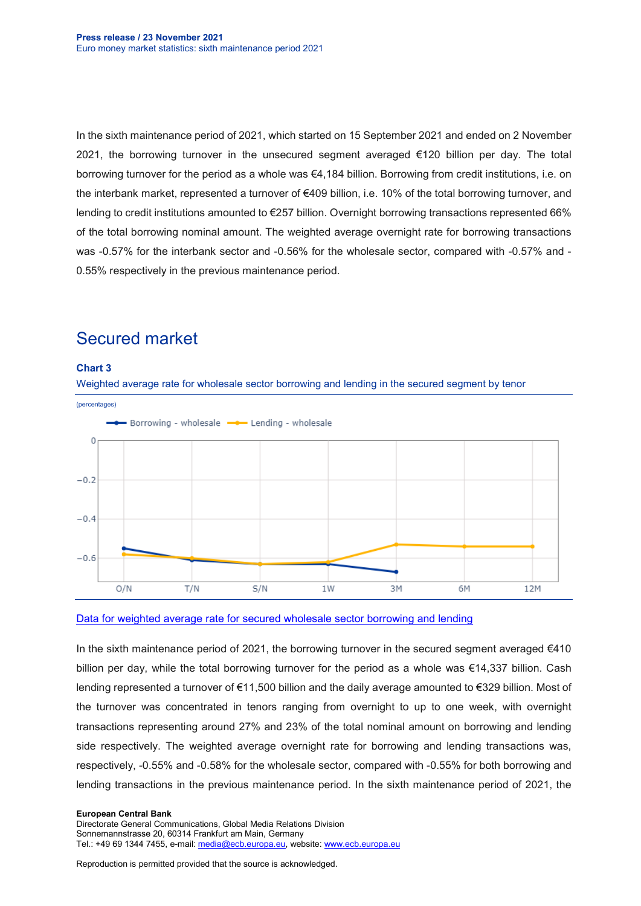In the sixth maintenance period of 2021, which started on 15 September 2021 and ended on 2 November 2021, the borrowing turnover in the unsecured segment averaged €120 billion per day. The total borrowing turnover for the period as a whole was €4,184 billion. Borrowing from credit institutions, i.e. on the interbank market, represented a turnover of €409 billion, i.e. 10% of the total borrowing turnover, and lending to credit institutions amounted to €257 billion. Overnight borrowing transactions represented 66% of the total borrowing nominal amount. The weighted average overnight rate for borrowing transactions was -0.57% for the interbank sector and -0.56% for the wholesale sector, compared with -0.57% and -0.55% respectively in the previous maintenance period.

## Secured market

**Chart 3**

Weighted average rate for wholesale sector borrowing and lending in the secured segment by tenor

(percentages)

[Data for weighted average rate for secured wholesale sector borrowing and lending]

In the sixth maintenance period of 2021, the borrowing turnover in the secured segment averaged €410 billion per day, while the total borrowing turnover for the period as a whole was €14,337 billion. Cash lending represented a turnover of €11,500 billion and the daily average amounted to €329 billion. Most of the turnover was concentrated in tenors ranging from overnight to up to one week, with overnight transactions representing around 27% and 23% of the total nominal amount on borrowing and lending side respectively. The weighted average overnight rate for borrowing and lending transactions was, respectively, -0.55% and -0.58% for the wholesale sector, compared with -0.55% for both borrowing and lending transactions in the previous maintenance period. In the sixth maintenance period of 2021, the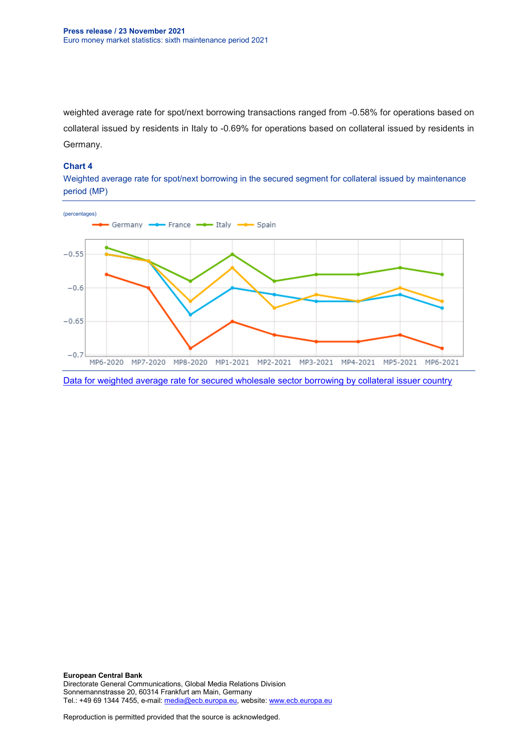weighted average rate for spot/next borrowing transactions ranged from -0.58% for operations based on collateral issued by residents in Italy to -0.69% for operations based on collateral issued by residents in Germany.

**Chart 4**

Weighted average rate for spot/next borrowing in the secured segment for collateral issued by maintenance period (MP)

(percentages)

Data for weighted average rate for secured wholesale sector borrowing by collateral issuer country

**European Central Bank**
Directorate General Communications, Global Media Relations Division
Sonnemannstrasse 20, 60314 Frankfurt am Main, Germany
Tel.: +49 69 1344 7455, e-mail: media@ecb.europa.eu, website: www.ecb.europa.eu

Reproduction is permitted provided that the source is acknowledged.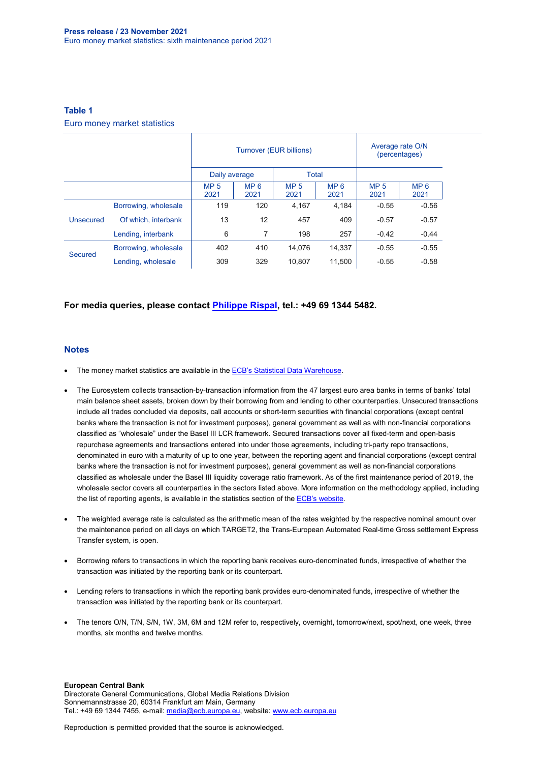**Press release / 23 November 2021**
Euro money market statistics: sixth maintenance period 2021

### Table 1

Euro money market statistics

| | | Turnover (EUR billions) | | | | Average rate O/N (percentages) | |
|---|---|---|---|---|---|---|---|
| | | Daily average | | Total | | | |
| | | MP 5 2021 | MP 6 2021 | MP 5 2021 | MP 6 2021 | MP 5 2021 | MP 6 2021 |
| Unsecured | Borrowing, wholesale | 119 | 120 | 4,167 | 4,184 | -0.55 | -0.56 |
| | Of which, interbank | 13 | 12 | 457 | 409 | -0.57 | -0.57 |
| | Lending, interbank | 6 | 7 | 198 | 257 | -0.42 | -0.44 |
| Secured | Borrowing, wholesale | 402 | 410 | 14,076 | 14,337 | -0.55 | -0.55 |
| | Lending, wholesale | 309 | 329 | 10,807 | 11,500 | -0.55 | -0.58 |

**For media queries, please contact Philippe Rispal, tel.: +49 69 1344 5482.**

### Notes

- The money market statistics are available in the ECB's Statistical Data Warehouse.
- The Eurosystem collects transaction-by-transaction information from the 47 largest euro area banks in terms of banks' total main balance sheet assets, broken down by their borrowing from and lending to other counterparties. Unsecured transactions include all trades concluded via deposits, call accounts or short-term securities with financial corporations (except central banks where the transaction is not for investment purposes), general government as well as with non-financial corporations classified as "wholesale" under the Basel III LCR framework. Secured transactions cover all fixed-term and open-basis repurchase agreements and transactions entered into under those agreements, including tri-party repo transactions, denominated in euro with a maturity of up to one year, between the reporting agent and financial corporations (except central banks where the transaction is not for investment purposes), general government as well as non-financial corporations classified as wholesale under the Basel III liquidity coverage ratio framework. As of the first maintenance period of 2019, the wholesale sector covers all counterparties in the sectors listed above. More information on the methodology applied, including the list of reporting agents, is available in the statistics section of the ECB's website.
- The weighted average rate is calculated as the arithmetic mean of the rates weighted by the respective nominal amount over the maintenance period on all days on which TARGET2, the Trans-European Automated Real-time Gross settlement Express Transfer system, is open.
- Borrowing refers to transactions in which the reporting bank receives euro-denominated funds, irrespective of whether the transaction was initiated by the reporting bank or its counterpart.
- Lending refers to transactions in which the reporting bank provides euro-denominated funds, irrespective of whether the transaction was initiated by the reporting bank or its counterpart.
- The tenors O/N, T/N, S/N, 1W, 3M, 6M and 12M refer to, respectively, overnight, tomorrow/next, spot/next, one week, three months, six months and twelve months.

**European Central Bank**
Directorate General Communications, Global Media Relations Division
Sonnemannstrasse 20, 60314 Frankfurt am Main, Germany
Tel.: +49 69 1344 7455, e-mail: media@ecb.europa.eu, website: www.ecb.europa.eu

Reproduction is permitted provided that the source is acknowledged.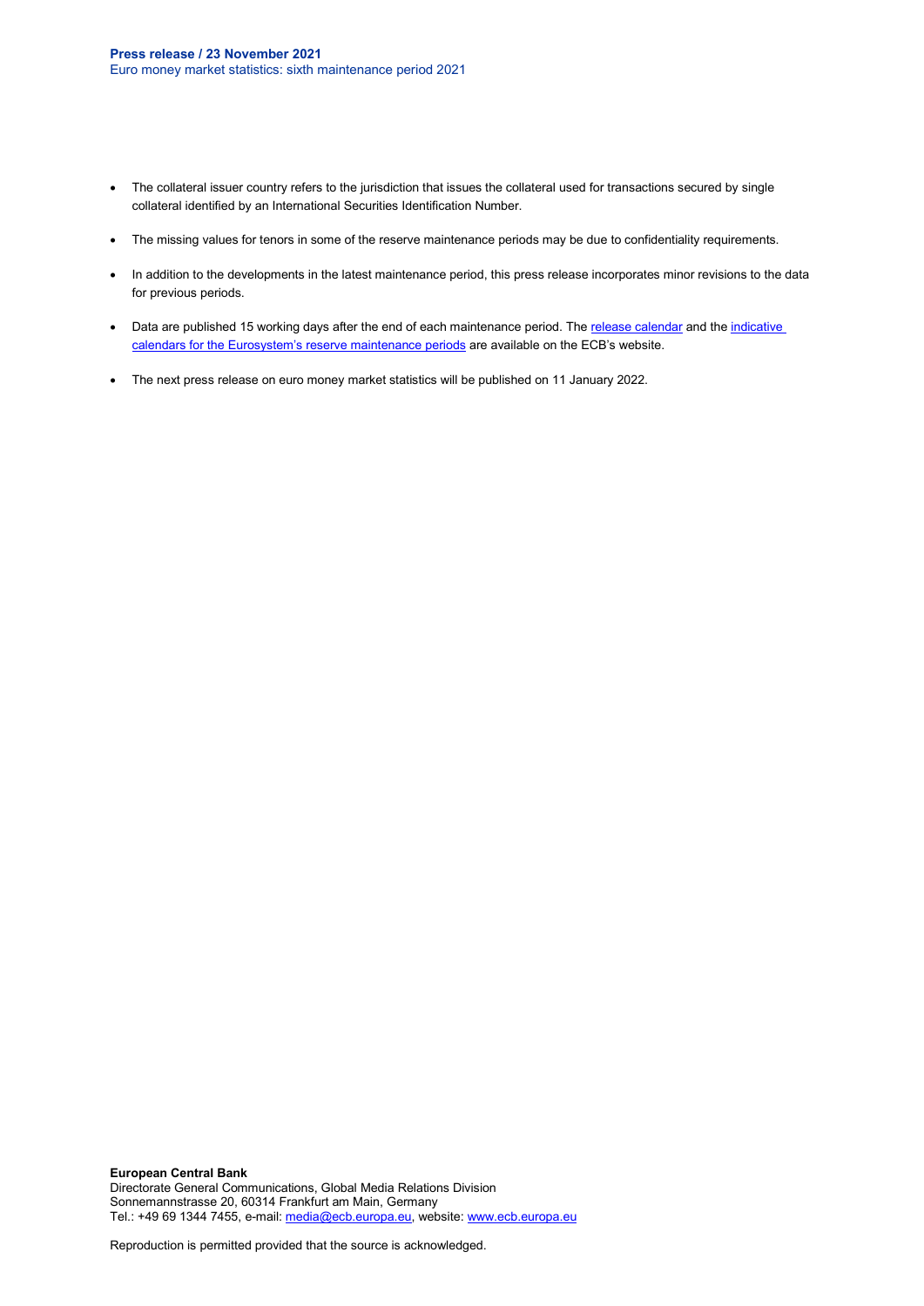- The collateral issuer country refers to the jurisdiction that issues the collateral used for transactions secured by single collateral identified by an International Securities Identification Number.
- The missing values for tenors in some of the reserve maintenance periods may be due to confidentiality requirements.
- In addition to the developments in the latest maintenance period, this press release incorporates minor revisions to the data for previous periods.
- Data are published 15 working days after the end of each maintenance period. The [release calendar]() and the [indicative calendars for the Eurosystem's reserve maintenance periods]() are available on the ECB's website.
- The next press release on euro money market statistics will be published on 11 January 2022.

**European Central Bank**
Directorate General Communications, Global Media Relations Division
Sonnemannstrasse 20, 60314 Frankfurt am Main, Germany
Tel.: +49 69 1344 7455, e-mail: media@ecb.europa.eu, website: www.ecb.europa.eu

Reproduction is permitted provided that the source is acknowledged.